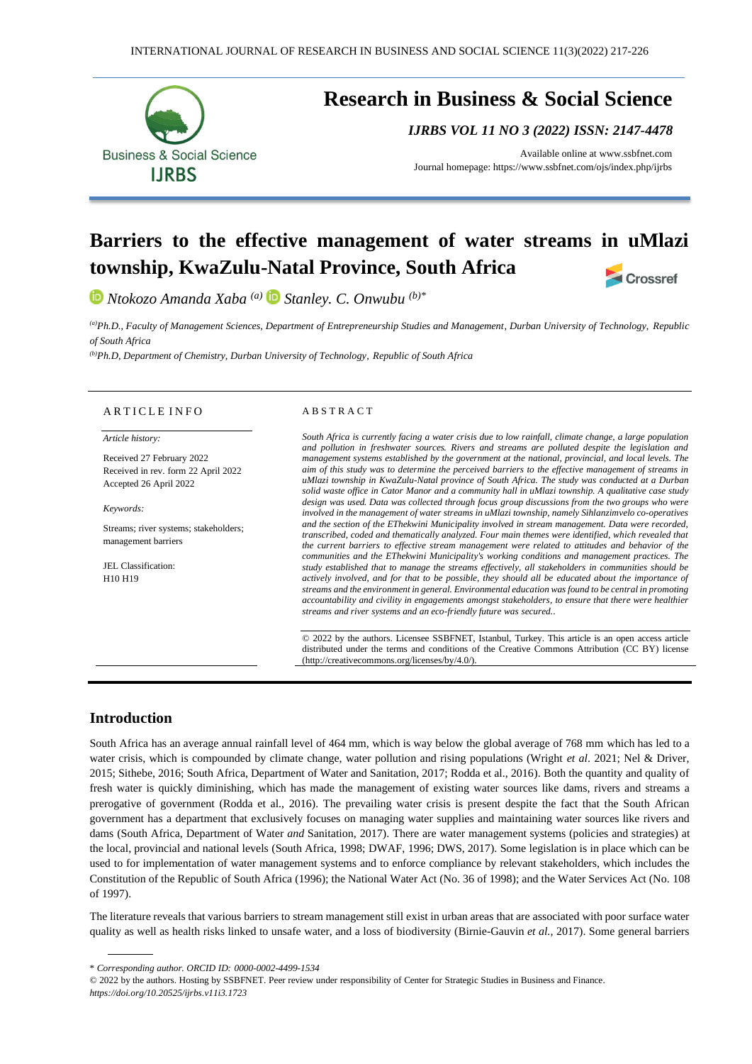# Barriers to the effective management of water streams in uMlazi township, KwaZulu-Natal Province, South Africa

*Ntokozo Amanda Xaba* [(a)] *Stanley. C. Onwubu* [(b)*]

[(a)]*Ph.D., Faculty of Management Sciences, Department of Entrepreneurship Studies and Management, Durban University of Technology, Republic of South Africa*

[(b)]*Ph.D, Department of Chemistry, Durban University of Technology, Republic of South Africa*

## ARTICLE INFO

*Article history:*

Received 27 February 2022
Received in rev. form 22 April 2022
Accepted 26 April 2022

*Keywords:*

Streams; river systems; stakeholders; management barriers

JEL Classification:
H10 H19

## ABSTRACT

*South Africa is currently facing a water crisis due to low rainfall, climate change, a large population and pollution in freshwater sources. Rivers and streams are polluted despite the legislation and management systems established by the government at the national, provincial, and local levels. The aim of this study was to determine the perceived barriers to the effective management of streams in uMlazi township in KwaZulu-Natal province of South Africa. The study was conducted at a Durban solid waste office in Cator Manor and a community hall in uMlazi township. A qualitative case study design was used. Data was collected through focus group discussions from the two groups who were involved in the management of water streams in uMlazi township, namely Sihlanzimvelo co-operatives and the section of the EThekwini Municipality involved in stream management. Data were recorded, transcribed, coded and thematically analyzed. Four main themes were identified, which revealed that the current barriers to effective stream management were related to attitudes and behavior of the communities and the EThekwini Municipality's working conditions and management practices. The study established that to manage the streams effectively, all stakeholders in communities should be actively involved, and for that to be possible, they should all be educated about the importance of streams and the environment in general. Environmental education was found to be central in promoting accountability and civility in engagements amongst stakeholders, to ensure that there were healthier streams and river systems and an eco-friendly future was secured..*

© 2022 by the authors. Licensee SSBFNET, Istanbul, Turkey. This article is an open access article distributed under the terms and conditions of the Creative Commons Attribution (CC BY) license (http://creativecommons.org/licenses/by/4.0/).

## Introduction

South Africa has an average annual rainfall level of 464 mm, which is way below the global average of 768 mm which has led to a water crisis, which is compounded by climate change, water pollution and rising populations (Wright *et al*. 2021; Nel & Driver, 2015; Sithebe, 2016; South Africa, Department of Water and Sanitation, 2017; Rodda et al., 2016). Both the quantity and quality of fresh water is quickly diminishing, which has made the management of existing water sources like dams, rivers and streams a prerogative of government (Rodda et al., 2016). The prevailing water crisis is present despite the fact that the South African government has a department that exclusively focuses on managing water supplies and maintaining water sources like rivers and dams (South Africa, Department of Water *and* Sanitation, 2017). There are water management systems (policies and strategies) at the local, provincial and national levels (South Africa, 1998; DWAF, 1996; DWS, 2017). Some legislation is in place which can be used to for implementation of water management systems and to enforce compliance by relevant stakeholders, which includes the Constitution of the Republic of South Africa (1996); the National Water Act (No. 36 of 1998); and the Water Services Act (No. 108 of 1997).

The literature reveals that various barriers to stream management still exist in urban areas that are associated with poor surface water quality as well as health risks linked to unsafe water, and a loss of biodiversity (Birnie-Gauvin *et al.*, 2017). Some general barriers

* *Corresponding author. ORCID ID: 0000-0002-4499-1534*

© 2022 by the authors. Hosting by SSBFNET. Peer review under responsibility of Center for Strategic Studies in Business and Finance.
*https://doi.org/10.20525/ijrbs.v11i3.1723*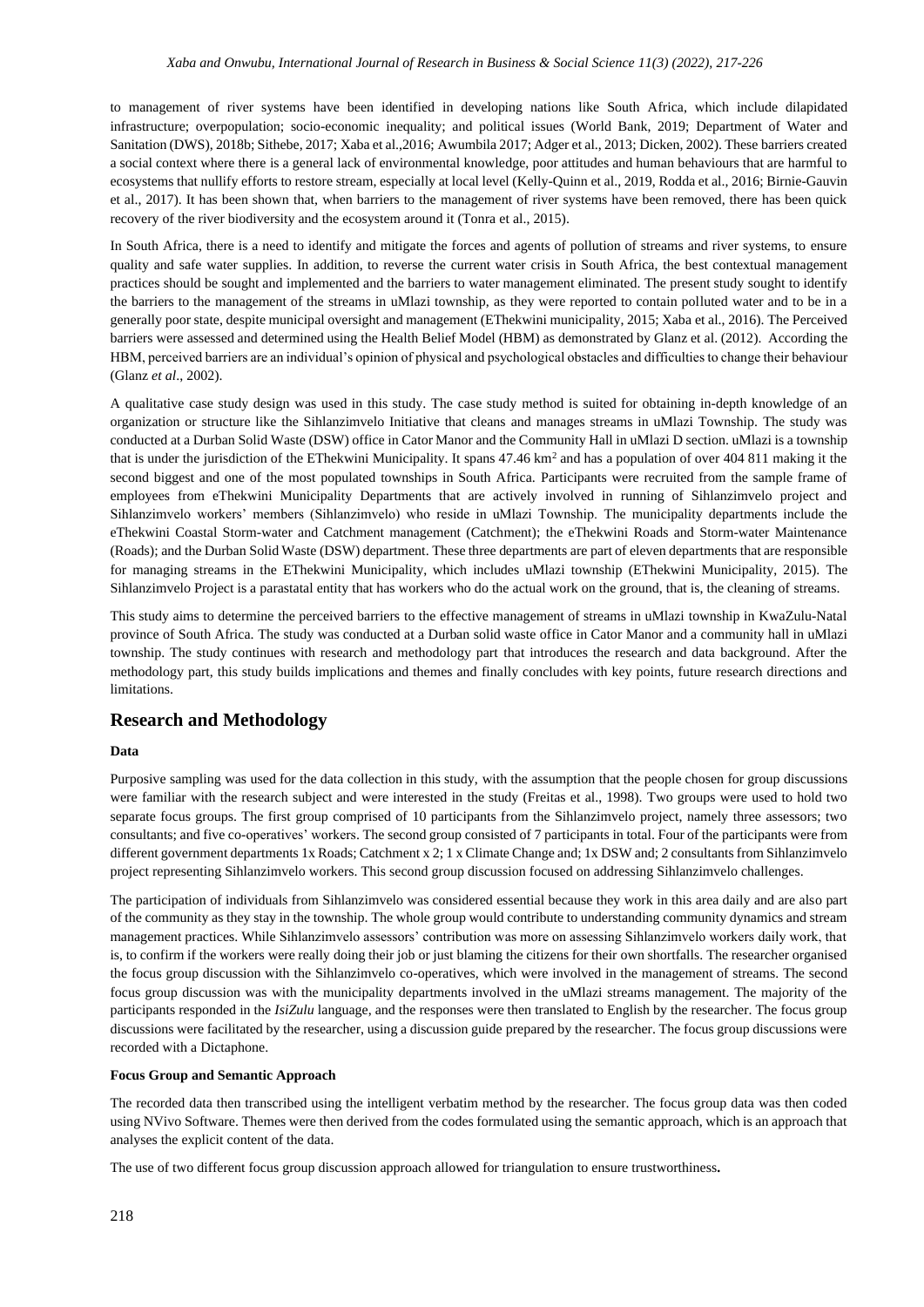to management of river systems have been identified in developing nations like South Africa, which include dilapidated infrastructure; overpopulation; socio-economic inequality; and political issues (World Bank, 2019; Department of Water and Sanitation (DWS), 2018b; Sithebe, 2017; Xaba et al.,2016; Awumbila 2017; Adger et al., 2013; Dicken, 2002). These barriers created a social context where there is a general lack of environmental knowledge, poor attitudes and human behaviours that are harmful to ecosystems that nullify efforts to restore stream, especially at local level (Kelly-Quinn et al., 2019, Rodda et al., 2016; Birnie-Gauvin et al., 2017). It has been shown that, when barriers to the management of river systems have been removed, there has been quick recovery of the river biodiversity and the ecosystem around it (Tonra et al., 2015).

In South Africa, there is a need to identify and mitigate the forces and agents of pollution of streams and river systems, to ensure quality and safe water supplies. In addition, to reverse the current water crisis in South Africa, the best contextual management practices should be sought and implemented and the barriers to water management eliminated. The present study sought to identify the barriers to the management of the streams in uMlazi township, as they were reported to contain polluted water and to be in a generally poor state, despite municipal oversight and management (EThekwini municipality, 2015; Xaba et al., 2016). The Perceived barriers were assessed and determined using the Health Belief Model (HBM) as demonstrated by Glanz et al. (2012). According the HBM, perceived barriers are an individual's opinion of physical and psychological obstacles and difficulties to change their behaviour (Glanz *et al*., 2002).

A qualitative case study design was used in this study. The case study method is suited for obtaining in-depth knowledge of an organization or structure like the Sihlanzimvelo Initiative that cleans and manages streams in uMlazi Township. The study was conducted at a Durban Solid Waste (DSW) office in Cator Manor and the Community Hall in uMlazi D section. uMlazi is a township that is under the jurisdiction of the EThekwini Municipality. It spans 47.46 km$^2$ and has a population of over 404 811 making it the second biggest and one of the most populated townships in South Africa. Participants were recruited from the sample frame of employees from eThekwini Municipality Departments that are actively involved in running of Sihlanzimvelo project and Sihlanzimvelo workers' members (Sihlanzimvelo) who reside in uMlazi Township. The municipality departments include the eThekwini Coastal Storm-water and Catchment management (Catchment); the eThekwini Roads and Storm-water Maintenance (Roads); and the Durban Solid Waste (DSW) department. These three departments are part of eleven departments that are responsible for managing streams in the EThekwini Municipality, which includes uMlazi township (EThekwini Municipality, 2015). The Sihlanzimvelo Project is a parastatal entity that has workers who do the actual work on the ground, that is, the cleaning of streams.

This study aims to determine the perceived barriers to the effective management of streams in uMlazi township in KwaZulu-Natal province of South Africa. The study was conducted at a Durban solid waste office in Cator Manor and a community hall in uMlazi township. The study continues with research and methodology part that introduces the research and data background. After the methodology part, this study builds implications and themes and finally concludes with key points, future research directions and limitations.

## Research and Methodology

### Data

Purposive sampling was used for the data collection in this study, with the assumption that the people chosen for group discussions were familiar with the research subject and were interested in the study (Freitas et al., 1998). Two groups were used to hold two separate focus groups. The first group comprised of 10 participants from the Sihlanzimvelo project, namely three assessors; two consultants; and five co-operatives' workers. The second group consisted of 7 participants in total. Four of the participants were from different government departments 1x Roads; Catchment x 2; 1 x Climate Change and; 1x DSW and; 2 consultants from Sihlanzimvelo project representing Sihlanzimvelo workers. This second group discussion focused on addressing Sihlanzimvelo challenges.

The participation of individuals from Sihlanzimvelo was considered essential because they work in this area daily and are also part of the community as they stay in the township. The whole group would contribute to understanding community dynamics and stream management practices. While Sihlanzimvelo assessors' contribution was more on assessing Sihlanzimvelo workers daily work, that is, to confirm if the workers were really doing their job or just blaming the citizens for their own shortfalls. The researcher organised the focus group discussion with the Sihlanzimvelo co-operatives, which were involved in the management of streams. The second focus group discussion was with the municipality departments involved in the uMlazi streams management. The majority of the participants responded in the *IsiZulu* language, and the responses were then translated to English by the researcher. The focus group discussions were facilitated by the researcher, using a discussion guide prepared by the researcher. The focus group discussions were recorded with a Dictaphone.

### Focus Group and Semantic Approach

The recorded data then transcribed using the intelligent verbatim method by the researcher. The focus group data was then coded using NVivo Software. Themes were then derived from the codes formulated using the semantic approach, which is an approach that analyses the explicit content of the data.

The use of two different focus group discussion approach allowed for triangulation to ensure trustworthiness**.**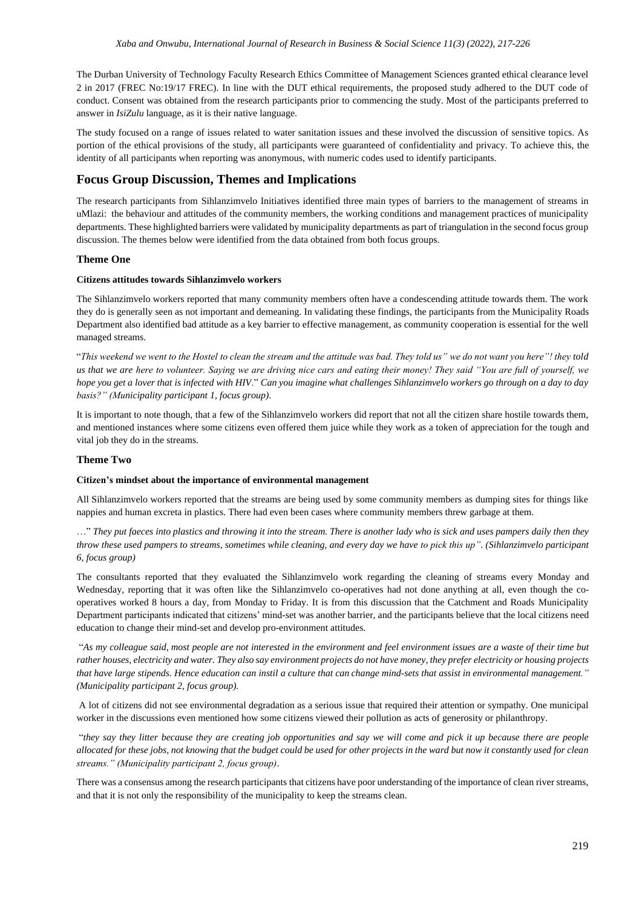The Durban University of Technology Faculty Research Ethics Committee of Management Sciences granted ethical clearance level 2 in 2017 (FREC No:19/17 FREC). In line with the DUT ethical requirements, the proposed study adhered to the DUT code of conduct. Consent was obtained from the research participants prior to commencing the study. Most of the participants preferred to answer in *IsiZulu* language, as it is their native language.

The study focused on a range of issues related to water sanitation issues and these involved the discussion of sensitive topics. As portion of the ethical provisions of the study, all participants were guaranteed of confidentiality and privacy. To achieve this, the identity of all participants when reporting was anonymous, with numeric codes used to identify participants.

## Focus Group Discussion, Themes and Implications

The research participants from Sihlanzimvelo Initiatives identified three main types of barriers to the management of streams in uMlazi: the behaviour and attitudes of the community members, the working conditions and management practices of municipality departments. These highlighted barriers were validated by municipality departments as part of triangulation in the second focus group discussion. The themes below were identified from the data obtained from both focus groups.

### Theme One

#### Citizens attitudes towards Sihlanzimvelo workers

The Sihlanzimvelo workers reported that many community members often have a condescending attitude towards them. The work they do is generally seen as not important and demeaning. In validating these findings, the participants from the Municipality Roads Department also identified bad attitude as a key barrier to effective management, as community cooperation is essential for the well managed streams.

"*This weekend we went to the Hostel to clean the stream and the attitude was bad. They told us" we do not want you here"! they told us that we are here to volunteer. Saying we are driving nice cars and eating their money! They said "You are full of yourself, we hope you get a lover that is infected with HIV*." *Can you imagine what challenges Sihlanzimvelo workers go through on a day to day basis?" (Municipality participant 1, focus group).*

It is important to note though, that a few of the Sihlanzimvelo workers did report that not all the citizen share hostile towards them, and mentioned instances where some citizens even offered them juice while they work as a token of appreciation for the tough and vital job they do in the streams.

### Theme Two

#### Citizen's mindset about the importance of environmental management

All Sihlanzimvelo workers reported that the streams are being used by some community members as dumping sites for things like nappies and human excreta in plastics. There had even been cases where community members threw garbage at them.

…" *They put faeces into plastics and throwing it into the stream. There is another lady who is sick and uses pampers daily then they throw these used pampers to streams, sometimes while cleaning, and every day we have to pick this up". (Sihlanzimvelo participant 6, focus group)*

The consultants reported that they evaluated the Sihlanzimvelo work regarding the cleaning of streams every Monday and Wednesday, reporting that it was often like the Sihlanzimvelo co-operatives had not done anything at all, even though the co-operatives worked 8 hours a day, from Monday to Friday. It is from this discussion that the Catchment and Roads Municipality Department participants indicated that citizens' mind-set was another barrier, and the participants believe that the local citizens need education to change their mind-set and develop pro-environment attitudes.

"*As my colleague said, most people are not interested in the environment and feel environment issues are a waste of their time but rather houses, electricity and water. They also say environment projects do not have money, they prefer electricity or housing projects that have large stipends. Hence education can instil a culture that can change mind-sets that assist in environmental management." (Municipality participant 2, focus group).*

A lot of citizens did not see environmental degradation as a serious issue that required their attention or sympathy. One municipal worker in the discussions even mentioned how some citizens viewed their pollution as acts of generosity or philanthropy.

"*they say they litter because they are creating job opportunities and say we will come and pick it up because there are people allocated for these jobs, not knowing that the budget could be used for other projects in the ward but now it constantly used for clean streams." (Municipality participant 2, focus group)*.

There was a consensus among the research participants that citizens have poor understanding of the importance of clean river streams, and that it is not only the responsibility of the municipality to keep the streams clean.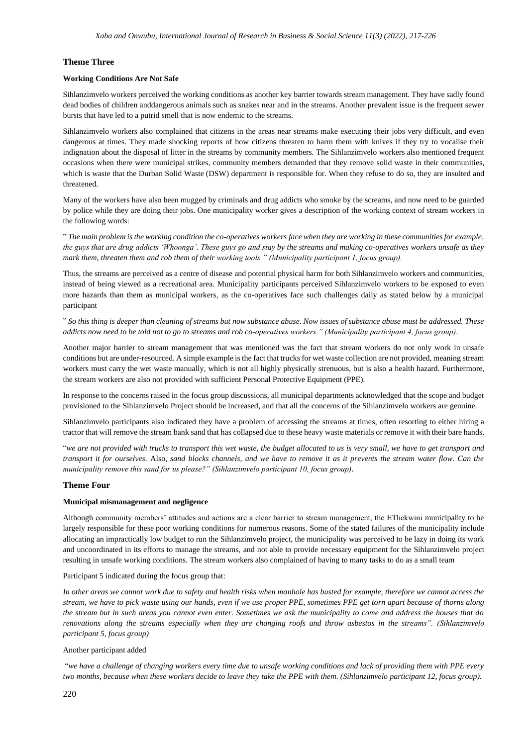## Theme Three

**Working Conditions Are Not Safe**

Sihlanzimvelo workers perceived the working conditions as another key barrier towards stream management. They have sadly found dead bodies of children anddangerous animals such as snakes near and in the streams. Another prevalent issue is the frequent sewer bursts that have led to a putrid smell that is now endemic to the streams.

Sihlanzimvelo workers also complained that citizens in the areas near streams make executing their jobs very difficult, and even dangerous at times. They made shocking reports of how citizens threaten to harm them with knives if they try to vocalise their indignation about the disposal of litter in the streams by community members. The Sihlanzimvelo workers also mentioned frequent occasions when there were municipal strikes, community members demanded that they remove solid waste in their communities, which is waste that the Durban Solid Waste (DSW) department is responsible for. When they refuse to do so, they are insulted and threatened.

Many of the workers have also been mugged by criminals and drug addicts who smoke by the screams, and now need to be guarded by police while they are doing their jobs. One municipality worker gives a description of the working context of stream workers in the following words:

" *The main problem is the working condition the co-operatives workers face when they are working in these communities for example, the guys that are drug addicts 'Whoonga'. These guys go and stay by the streams and making co-operatives workers unsafe as they mark them, threaten them and rob them of their working tools." (Municipality participant 1, focus group).*

Thus, the streams are perceived as a centre of disease and potential physical harm for both Sihlanzimvelo workers and communities, instead of being viewed as a recreational area. Municipality participants perceived Sihlanzimvelo workers to be exposed to even more hazards than them as municipal workers, as the co-operatives face such challenges daily as stated below by a municipal participant

" *So this thing is deeper than cleaning of streams but now substance abuse. Now issues of substance abuse must be addressed. These addicts now need to be told not to go to streams and rob co-operatives workers." (Municipality participant 4, focus group)*.

Another major barrier to stream management that was mentioned was the fact that stream workers do not only work in unsafe conditions but are under-resourced. A simple example is the fact that trucks for wet waste collection are not provided, meaning stream workers must carry the wet waste manually, which is not all highly physically strenuous, but is also a health hazard. Furthermore, the stream workers are also not provided with sufficient Personal Protective Equipment (PPE).

In response to the concerns raised in the focus group discussions, all municipal departments acknowledged that the scope and budget provisioned to the Sihlanzimvelo Project should be increased, and that all the concerns of the Sihlanzimvelo workers are genuine.

Sihlanzimvelo participants also indicated they have a problem of accessing the streams at times, often resorting to either hiring a tractor that will remove the stream bank sand that has collapsed due to these heavy waste materials or remove it with their bare hands.

"*we are not provided with trucks to transport this wet waste, the budget allocated to us is very small, we have to get transport and transport it for ourselves*. Also, *sand blocks channels, and we have to remove it as it prevents the stream water flow. Can the municipality remove this sand for us please?" (Sihlanzimvelo participant 10, focus group)*.

## Theme Four

**Municipal mismanagement and negligence**

Although community members' attitudes and actions are a clear barrier to stream management, the EThekwini municipality to be largely responsible for these poor working conditions for numerous reasons. Some of the stated failures of the municipality include allocating an impractically low budget to run the Sihlanzimvelo project, the municipality was perceived to be lazy in doing its work and uncoordinated in its efforts to manage the streams, and not able to provide necessary equipment for the Sihlanzimvelo project resulting in unsafe working conditions. The stream workers also complained of having to many tasks to do as a small team

Participant 5 indicated during the focus group that:

*In other areas we cannot work due to safety and health risks when manhole has busted for example, therefore we cannot access the stream, we have to pick waste using our hands, even if we use proper PPE, sometimes PPE get torn apart because of thorns along the stream but in such areas you cannot even enter. Sometimes we ask the municipality to come and address the houses that do renovations along the streams especially when they are changing roofs and throw asbestos in the streams". (Sihlanzimvelo participant 5, focus group)*

Another participant added

"*we have a challenge of changing workers every time due to unsafe working conditions and lack of providing them with PPE every two months, because when these workers decide to leave they take the PPE with them. (Sihlanzimvelo participant 12, focus group).*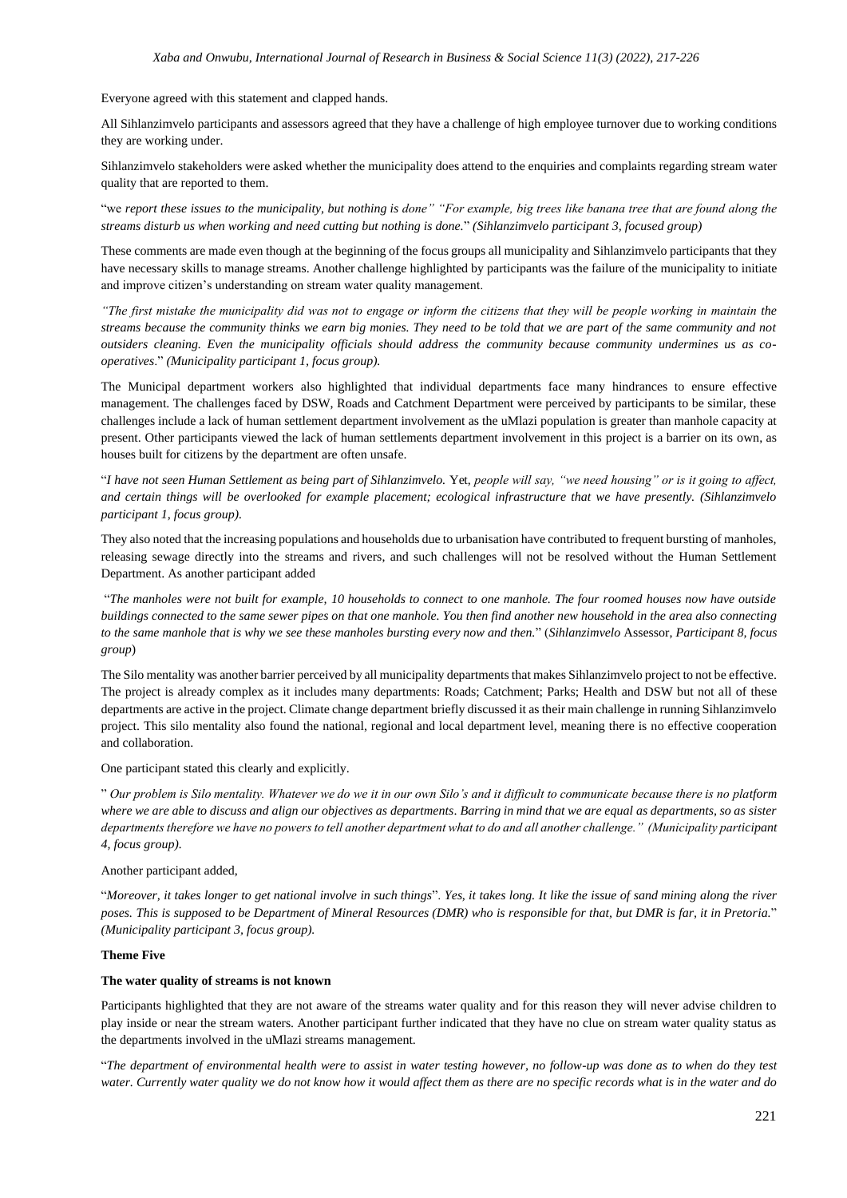Everyone agreed with this statement and clapped hands.

All Sihlanzimvelo participants and assessors agreed that they have a challenge of high employee turnover due to working conditions they are working under.

Sihlanzimvelo stakeholders were asked whether the municipality does attend to the enquiries and complaints regarding stream water quality that are reported to them.

"we *report these issues to the municipality, but nothing is done" "For example, big trees like banana tree that are found along the streams disturb us when working and need cutting but nothing is done.*" *(Sihlanzimvelo participant 3, focused group)*

These comments are made even though at the beginning of the focus groups all municipality and Sihlanzimvelo participants that they have necessary skills to manage streams. Another challenge highlighted by participants was the failure of the municipality to initiate and improve citizen's understanding on stream water quality management.

*"The first mistake the municipality did was not to engage or inform the citizens that they will be people working in maintain the streams because the community thinks we earn big monies. They need to be told that we are part of the same community and not outsiders cleaning. Even the municipality officials should address the community because community undermines us as co-operatives*." *(Municipality participant 1, focus group).*

The Municipal department workers also highlighted that individual departments face many hindrances to ensure effective management. The challenges faced by DSW, Roads and Catchment Department were perceived by participants to be similar, these challenges include a lack of human settlement department involvement as the uMlazi population is greater than manhole capacity at present. Other participants viewed the lack of human settlements department involvement in this project is a barrier on its own, as houses built for citizens by the department are often unsafe.

"*I have not seen Human Settlement as being part of Sihlanzimvelo.* Yet, *people will say, "we need housing" or is it going to affect, and certain things will be overlooked for example placement; ecological infrastructure that we have presently. (Sihlanzimvelo participant 1, focus group).*

They also noted that the increasing populations and households due to urbanisation have contributed to frequent bursting of manholes, releasing sewage directly into the streams and rivers, and such challenges will not be resolved without the Human Settlement Department. As another participant added

"*The manholes were not built for example, 10 households to connect to one manhole. The four roomed houses now have outside buildings connected to the same sewer pipes on that one manhole. You then find another new household in the area also connecting to the same manhole that is why we see these manholes bursting every now and then.*" (*Sihlanzimvelo* Assessor, *Participant 8, focus group*)

The Silo mentality was another barrier perceived by all municipality departments that makes Sihlanzimvelo project to not be effective. The project is already complex as it includes many departments: Roads; Catchment; Parks; Health and DSW but not all of these departments are active in the project. Climate change department briefly discussed it as their main challenge in running Sihlanzimvelo project. This silo mentality also found the national, regional and local department level, meaning there is no effective cooperation and collaboration.

One participant stated this clearly and explicitly.

" *Our problem is Silo mentality. Whatever we do we it in our own Silo's and it difficult to communicate because there is no platform where we are able to discuss and align our objectives as departments. Barring in mind that we are equal as departments, so as sister departments therefore we have no powers to tell another department what to do and all another challenge." (Municipality participant 4, focus group).*

Another participant added,

"*Moreover, it takes longer to get national involve in such things*". *Yes, it takes long. It like the issue of sand mining along the river poses. This is supposed to be Department of Mineral Resources (DMR) who is responsible for that, but DMR is far, it in Pretoria.*" *(Municipality participant 3, focus group).*

**Theme Five**

**The water quality of streams is not known**

Participants highlighted that they are not aware of the streams water quality and for this reason they will never advise children to play inside or near the stream waters. Another participant further indicated that they have no clue on stream water quality status as the departments involved in the uMlazi streams management.

"*The department of environmental health were to assist in water testing however, no follow-up was done as to when do they test water. Currently water quality we do not know how it would affect them as there are no specific records what is in the water and do*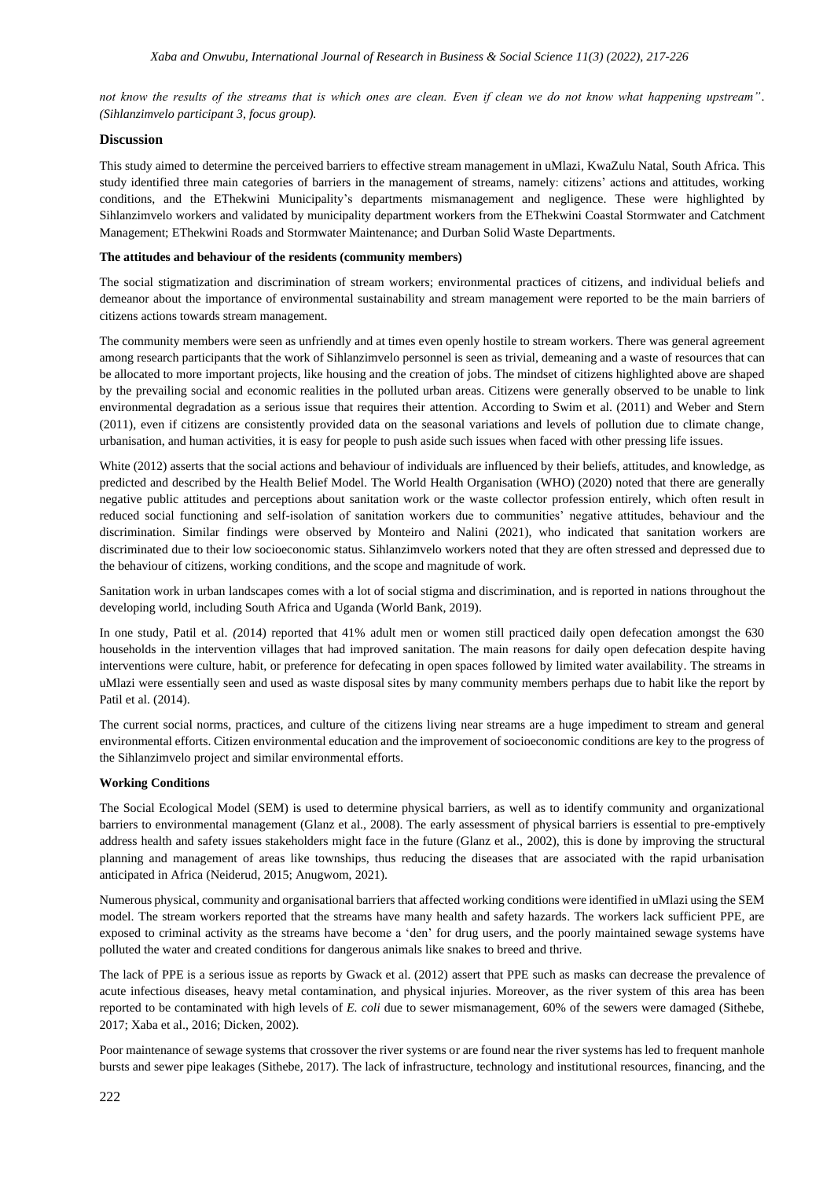*not know the results of the streams that is which ones are clean. Even if clean we do not know what happening upstream". (Sihlanzimvelo participant 3, focus group).*

## Discussion

This study aimed to determine the perceived barriers to effective stream management in uMlazi, KwaZulu Natal, South Africa. This study identified three main categories of barriers in the management of streams, namely: citizens' actions and attitudes, working conditions, and the EThekwini Municipality's departments mismanagement and negligence. These were highlighted by Sihlanzimvelo workers and validated by municipality department workers from the EThekwini Coastal Stormwater and Catchment Management; EThekwini Roads and Stormwater Maintenance; and Durban Solid Waste Departments.

### The attitudes and behaviour of the residents (community members)

The social stigmatization and discrimination of stream workers; environmental practices of citizens, and individual beliefs and demeanor about the importance of environmental sustainability and stream management were reported to be the main barriers of citizens actions towards stream management.

The community members were seen as unfriendly and at times even openly hostile to stream workers. There was general agreement among research participants that the work of Sihlanzimvelo personnel is seen as trivial, demeaning and a waste of resources that can be allocated to more important projects, like housing and the creation of jobs. The mindset of citizens highlighted above are shaped by the prevailing social and economic realities in the polluted urban areas. Citizens were generally observed to be unable to link environmental degradation as a serious issue that requires their attention. According to Swim et al. (2011) and Weber and Stern (2011), even if citizens are consistently provided data on the seasonal variations and levels of pollution due to climate change, urbanisation, and human activities, it is easy for people to push aside such issues when faced with other pressing life issues.

White (2012) asserts that the social actions and behaviour of individuals are influenced by their beliefs, attitudes, and knowledge, as predicted and described by the Health Belief Model. The World Health Organisation (WHO) (2020) noted that there are generally negative public attitudes and perceptions about sanitation work or the waste collector profession entirely, which often result in reduced social functioning and self-isolation of sanitation workers due to communities' negative attitudes, behaviour and the discrimination. Similar findings were observed by Monteiro and Nalini (2021), who indicated that sanitation workers are discriminated due to their low socioeconomic status. Sihlanzimvelo workers noted that they are often stressed and depressed due to the behaviour of citizens, working conditions, and the scope and magnitude of work.

Sanitation work in urban landscapes comes with a lot of social stigma and discrimination, and is reported in nations throughout the developing world, including South Africa and Uganda (World Bank, 2019).

In one study, Patil et al. *(*2014) reported that 41% adult men or women still practiced daily open defecation amongst the 630 households in the intervention villages that had improved sanitation. The main reasons for daily open defecation despite having interventions were culture, habit, or preference for defecating in open spaces followed by limited water availability. The streams in uMlazi were essentially seen and used as waste disposal sites by many community members perhaps due to habit like the report by Patil et al. (2014).

The current social norms, practices, and culture of the citizens living near streams are a huge impediment to stream and general environmental efforts. Citizen environmental education and the improvement of socioeconomic conditions are key to the progress of the Sihlanzimvelo project and similar environmental efforts.

### Working Conditions

The Social Ecological Model (SEM) is used to determine physical barriers, as well as to identify community and organizational barriers to environmental management (Glanz et al., 2008). The early assessment of physical barriers is essential to pre-emptively address health and safety issues stakeholders might face in the future (Glanz et al., 2002), this is done by improving the structural planning and management of areas like townships, thus reducing the diseases that are associated with the rapid urbanisation anticipated in Africa (Neiderud, 2015; Anugwom, 2021).

Numerous physical, community and organisational barriers that affected working conditions were identified in uMlazi using the SEM model. The stream workers reported that the streams have many health and safety hazards. The workers lack sufficient PPE, are exposed to criminal activity as the streams have become a 'den' for drug users, and the poorly maintained sewage systems have polluted the water and created conditions for dangerous animals like snakes to breed and thrive.

The lack of PPE is a serious issue as reports by Gwack et al. (2012) assert that PPE such as masks can decrease the prevalence of acute infectious diseases, heavy metal contamination, and physical injuries. Moreover, as the river system of this area has been reported to be contaminated with high levels of *E. coli* due to sewer mismanagement, 60% of the sewers were damaged (Sithebe, 2017; Xaba et al., 2016; Dicken, 2002).

Poor maintenance of sewage systems that crossover the river systems or are found near the river systems has led to frequent manhole bursts and sewer pipe leakages (Sithebe, 2017). The lack of infrastructure, technology and institutional resources, financing, and the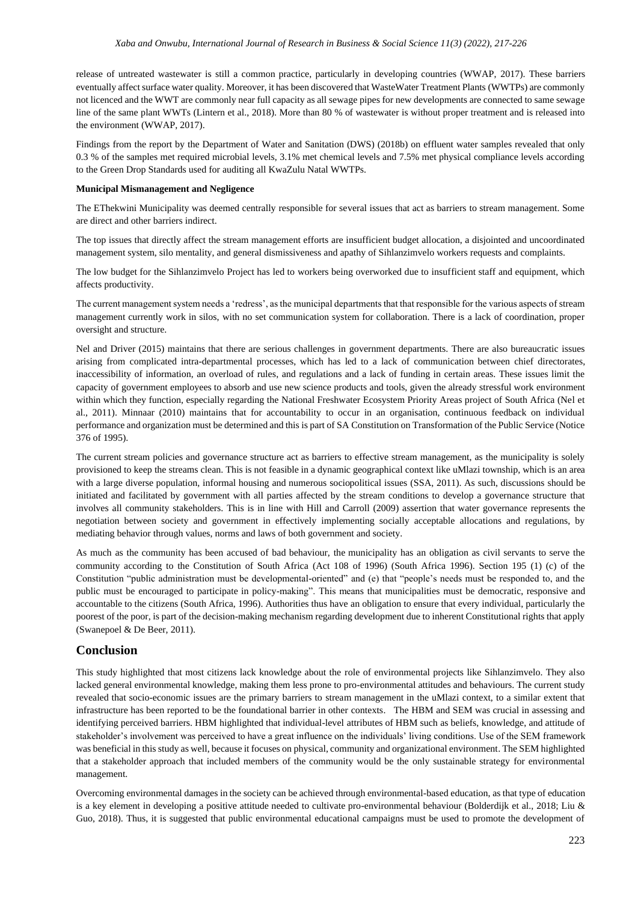release of untreated wastewater is still a common practice, particularly in developing countries (WWAP, 2017). These barriers eventually affect surface water quality. Moreover, it has been discovered that WasteWater Treatment Plants (WWTPs) are commonly not licenced and the WWT are commonly near full capacity as all sewage pipes for new developments are connected to same sewage line of the same plant WWTs (Lintern et al., 2018). More than 80 % of wastewater is without proper treatment and is released into the environment (WWAP, 2017).

Findings from the report by the Department of Water and Sanitation (DWS) (2018b) on effluent water samples revealed that only 0.3 % of the samples met required microbial levels, 3.1% met chemical levels and 7.5% met physical compliance levels according to the Green Drop Standards used for auditing all KwaZulu Natal WWTPs.

**Municipal Mismanagement and Negligence**

The EThekwini Municipality was deemed centrally responsible for several issues that act as barriers to stream management. Some are direct and other barriers indirect.

The top issues that directly affect the stream management efforts are insufficient budget allocation, a disjointed and uncoordinated management system, silo mentality, and general dismissiveness and apathy of Sihlanzimvelo workers requests and complaints.

The low budget for the Sihlanzimvelo Project has led to workers being overworked due to insufficient staff and equipment, which affects productivity.

The current management system needs a 'redress', as the municipal departments that that responsible for the various aspects of stream management currently work in silos, with no set communication system for collaboration. There is a lack of coordination, proper oversight and structure.

Nel and Driver (2015) maintains that there are serious challenges in government departments. There are also bureaucratic issues arising from complicated intra-departmental processes, which has led to a lack of communication between chief directorates, inaccessibility of information, an overload of rules, and regulations and a lack of funding in certain areas. These issues limit the capacity of government employees to absorb and use new science products and tools, given the already stressful work environment within which they function, especially regarding the National Freshwater Ecosystem Priority Areas project of South Africa (Nel et al., 2011). Minnaar (2010) maintains that for accountability to occur in an organisation, continuous feedback on individual performance and organization must be determined and this is part of SA Constitution on Transformation of the Public Service (Notice 376 of 1995).

The current stream policies and governance structure act as barriers to effective stream management, as the municipality is solely provisioned to keep the streams clean. This is not feasible in a dynamic geographical context like uMlazi township, which is an area with a large diverse population, informal housing and numerous sociopolitical issues (SSA, 2011). As such, discussions should be initiated and facilitated by government with all parties affected by the stream conditions to develop a governance structure that involves all community stakeholders. This is in line with Hill and Carroll (2009) assertion that water governance represents the negotiation between society and government in effectively implementing socially acceptable allocations and regulations, by mediating behavior through values, norms and laws of both government and society.

As much as the community has been accused of bad behaviour, the municipality has an obligation as civil servants to serve the community according to the Constitution of South Africa (Act 108 of 1996) (South Africa 1996). Section 195 (1) (c) of the Constitution "public administration must be developmental-oriented" and (e) that "people's needs must be responded to, and the public must be encouraged to participate in policy-making". This means that municipalities must be democratic, responsive and accountable to the citizens (South Africa, 1996). Authorities thus have an obligation to ensure that every individual, particularly the poorest of the poor, is part of the decision-making mechanism regarding development due to inherent Constitutional rights that apply (Swanepoel & De Beer, 2011).

## Conclusion

This study highlighted that most citizens lack knowledge about the role of environmental projects like Sihlanzimvelo. They also lacked general environmental knowledge, making them less prone to pro-environmental attitudes and behaviours. The current study revealed that socio-economic issues are the primary barriers to stream management in the uMlazi context, to a similar extent that infrastructure has been reported to be the foundational barrier in other contexts. The HBM and SEM was crucial in assessing and identifying perceived barriers. HBM highlighted that individual-level attributes of HBM such as beliefs, knowledge, and attitude of stakeholder's involvement was perceived to have a great influence on the individuals' living conditions. Use of the SEM framework was beneficial in this study as well, because it focuses on physical, community and organizational environment. The SEM highlighted that a stakeholder approach that included members of the community would be the only sustainable strategy for environmental management.

Overcoming environmental damages in the society can be achieved through environmental-based education, as that type of education is a key element in developing a positive attitude needed to cultivate pro-environmental behaviour (Bolderdijk et al., 2018; Liu & Guo, 2018). Thus, it is suggested that public environmental educational campaigns must be used to promote the development of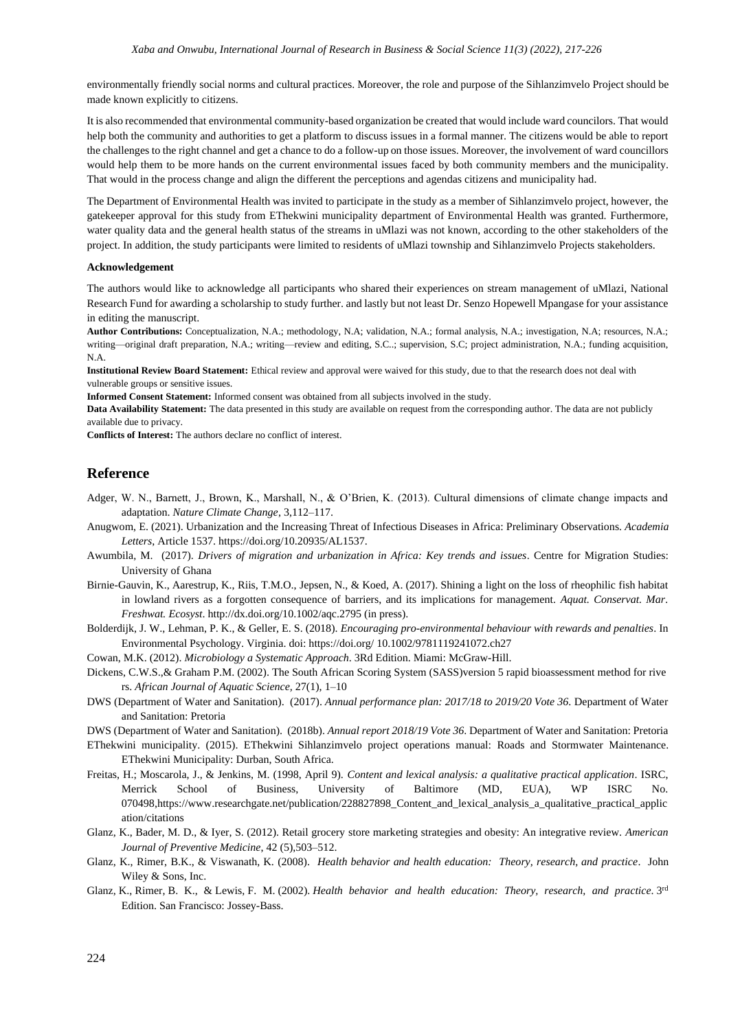environmentally friendly social norms and cultural practices. Moreover, the role and purpose of the Sihlanzimvelo Project should be made known explicitly to citizens.

It is also recommended that environmental community-based organization be created that would include ward councilors. That would help both the community and authorities to get a platform to discuss issues in a formal manner. The citizens would be able to report the challenges to the right channel and get a chance to do a follow-up on those issues. Moreover, the involvement of ward councillors would help them to be more hands on the current environmental issues faced by both community members and the municipality. That would in the process change and align the different the perceptions and agendas citizens and municipality had.

The Department of Environmental Health was invited to participate in the study as a member of Sihlanzimvelo project, however, the gatekeeper approval for this study from EThekwini municipality department of Environmental Health was granted. Furthermore, water quality data and the general health status of the streams in uMlazi was not known, according to the other stakeholders of the project. In addition, the study participants were limited to residents of uMlazi township and Sihlanzimvelo Projects stakeholders.

**Acknowledgement**

The authors would like to acknowledge all participants who shared their experiences on stream management of uMlazi, National Research Fund for awarding a scholarship to study further. and lastly but not least Dr. Senzo Hopewell Mpangase for your assistance in editing the manuscript.

**Author Contributions:** Conceptualization, N.A.; methodology, N.A; validation, N.A.; formal analysis, N.A.; investigation, N.A; resources, N.A.; writing—original draft preparation, N.A.; writing—review and editing, S.C..; supervision, S.C; project administration, N.A.; funding acquisition, N.A.

**Institutional Review Board Statement:** Ethical review and approval were waived for this study, due to that the research does not deal with vulnerable groups or sensitive issues.

**Informed Consent Statement:** Informed consent was obtained from all subjects involved in the study.

**Data Availability Statement:** The data presented in this study are available on request from the corresponding author. The data are not publicly available due to privacy.

**Conflicts of Interest:** The authors declare no conflict of interest.

## Reference

Adger, W. N., Barnett, J., Brown, K., Marshall, N., & O'Brien, K. (2013). Cultural dimensions of climate change impacts and adaptation. *Nature Climate Change*, 3,112–117.

Anugwom, E. (2021). Urbanization and the Increasing Threat of Infectious Diseases in Africa: Preliminary Observations. *Academia Letters*, Article 1537. https://doi.org/10.20935/AL1537.

Awumbila, M. (2017). *Drivers of migration and urbanization in Africa: Key trends and issues*. Centre for Migration Studies: University of Ghana

Birnie-Gauvin, K., Aarestrup, K., Riis, T.M.O., Jepsen, N., & Koed, A. (2017). Shining a light on the loss of rheophilic fish habitat in lowland rivers as a forgotten consequence of barriers, and its implications for management. *Aquat. Conservat. Mar. Freshwat. Ecosyst*. http://dx.doi.org/10.1002/aqc.2795 (in press).

Bolderdijk, J. W., Lehman, P. K., & Geller, E. S. (2018). *Encouraging pro-environmental behaviour with rewards and penalties*. In Environmental Psychology. Virginia. doi: https://doi.org/ 10.1002/9781119241072.ch27

Cowan, M.K. (2012). *Microbiology a Systematic Approach*. 3Rd Edition. Miami: McGraw-Hill.

Dickens, C.W.S.,& Graham P.M. (2002). The South African Scoring System (SASS)version 5 rapid bioassessment method for rive rs. *African Journal of Aquatic Science*, 27(1), 1–10

DWS (Department of Water and Sanitation). (2017). *Annual performance plan: 2017/18 to 2019/20 Vote 36*. Department of Water and Sanitation: Pretoria

DWS (Department of Water and Sanitation). (2018b). *Annual report 2018/19 Vote 36*. Department of Water and Sanitation: Pretoria

EThekwini municipality. (2015). EThekwini Sihlanzimvelo project operations manual: Roads and Stormwater Maintenance. EThekwini Municipality: Durban, South Africa.

Freitas, H.; Moscarola, J., & Jenkins, M. (1998, April 9). *Content and lexical analysis: a qualitative practical application*. ISRC, Merrick School of Business, University of Baltimore (MD, EUA), WP ISRC No. 070498,https://www.researchgate.net/publication/228827898_Content_and_lexical_analysis_a_qualitative_practical_application/citations

Glanz, K., Bader, M. D., & Iyer, S. (2012). Retail grocery store marketing strategies and obesity: An integrative review. *American Journal of Preventive Medicine*, 42 (5),503–512.

Glanz, K., Rimer, B.K., & Viswanath, K. (2008). *Health behavior and health education: Theory, research, and practice*. John Wiley & Sons, Inc.

Glanz, K., Rimer, B. K., & Lewis, F. M. (2002). *Health behavior and health education: Theory, research, and practice*. 3rd Edition. San Francisco: Jossey-Bass.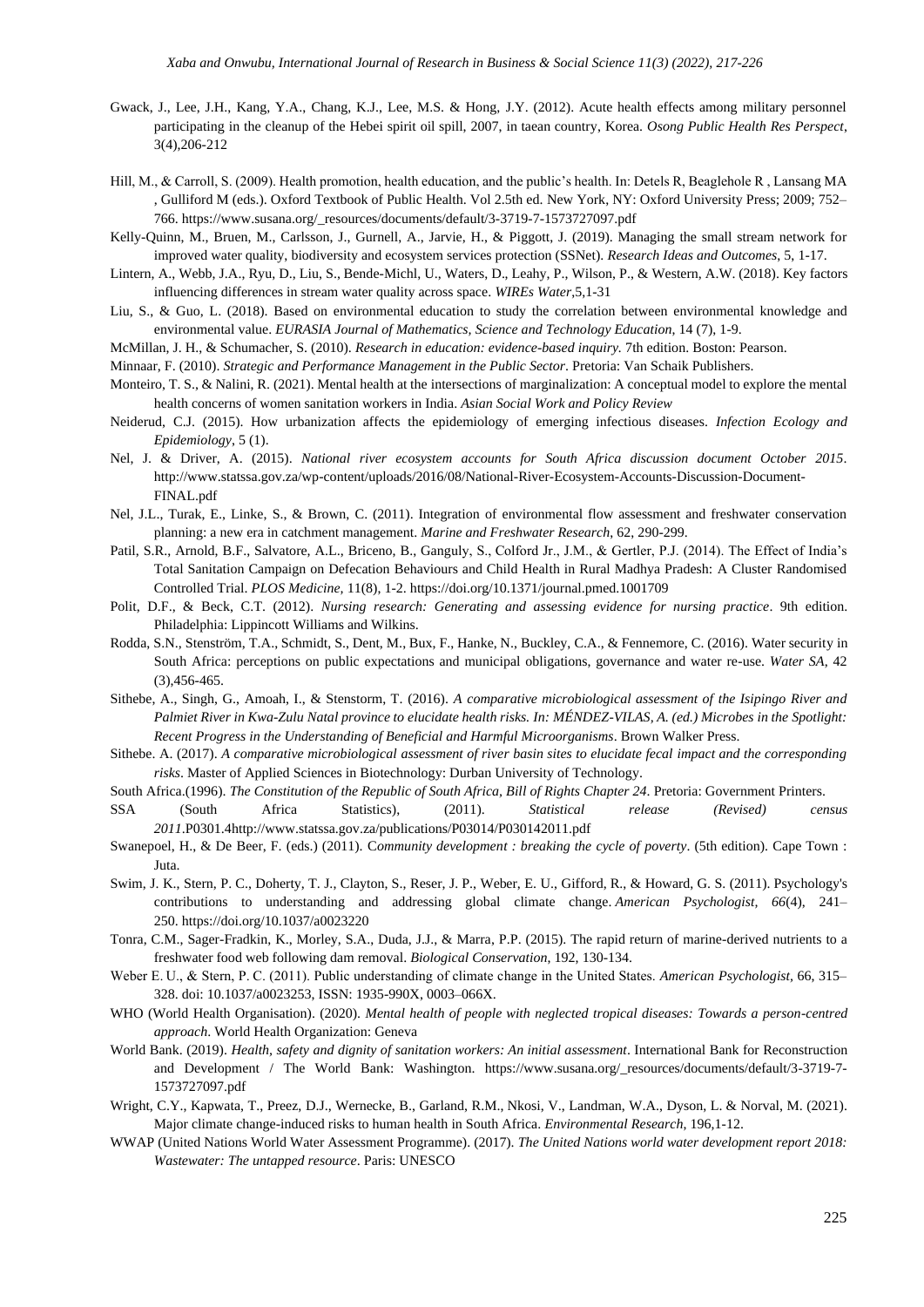Gwack, J., Lee, J.H., Kang, Y.A., Chang, K.J., Lee, M.S. & Hong, J.Y. (2012). Acute health effects among military personnel participating in the cleanup of the Hebei spirit oil spill, 2007, in taean country, Korea. *Osong Public Health Res Perspect*, 3(4),206-212

Hill, M., & Carroll, S. (2009). Health promotion, health education, and the public's health. In: Detels R, Beaglehole R , Lansang MA , Gulliford M (eds.). Oxford Textbook of Public Health. Vol 2.5th ed. New York, NY: Oxford University Press; 2009; 752–766. https://www.susana.org/_resources/documents/default/3-3719-7-1573727097.pdf

Kelly-Quinn, M., Bruen, M., Carlsson, J., Gurnell, A., Jarvie, H., & Piggott, J. (2019). Managing the small stream network for improved water quality, biodiversity and ecosystem services protection (SSNet). *Research Ideas and Outcomes*, 5, 1-17.

Lintern, A., Webb, J.A., Ryu, D., Liu, S., Bende-Michl, U., Waters, D., Leahy, P., Wilson, P., & Western, A.W. (2018). Key factors influencing differences in stream water quality across space. *WIREs Water*,5,1-31

Liu, S., & Guo, L. (2018). Based on environmental education to study the correlation between environmental knowledge and environmental value. *EURASIA Journal of Mathematics, Science and Technology Education*, 14 (7), 1-9.

McMillan, J. H., & Schumacher, S. (2010). *Research in education: evidence-based inquiry.* 7th edition. Boston: Pearson.

Minnaar, F. (2010). *Strategic and Performance Management in the Public Sector*. Pretoria: Van Schaik Publishers.

Monteiro, T. S., & Nalini, R. (2021). Mental health at the intersections of marginalization: A conceptual model to explore the mental health concerns of women sanitation workers in India. *Asian Social Work and Policy Review*

Neiderud, C.J. (2015). How urbanization affects the epidemiology of emerging infectious diseases. *Infection Ecology and Epidemiology*, 5 (1).

Nel, J. & Driver, A. (2015). *National river ecosystem accounts for South Africa discussion document October 2015*. http://www.statssa.gov.za/wp-content/uploads/2016/08/National-River-Ecosystem-Accounts-Discussion-Document-FINAL.pdf

Nel, J.L., Turak, E., Linke, S., & Brown, C. (2011). Integration of environmental flow assessment and freshwater conservation planning: a new era in catchment management. *Marine and Freshwater Research*, 62, 290-299.

Patil, S.R., Arnold, B.F., Salvatore, A.L., Briceno, B., Ganguly, S., Colford Jr., J.M., & Gertler, P.J. (2014). The Effect of India's Total Sanitation Campaign on Defecation Behaviours and Child Health in Rural Madhya Pradesh: A Cluster Randomised Controlled Trial. *PLOS Medicine*, 11(8), 1-2. https://doi.org/10.1371/journal.pmed.1001709

Polit, D.F., & Beck, C.T. (2012). *Nursing research: Generating and assessing evidence for nursing practice*. 9th edition. Philadelphia: Lippincott Williams and Wilkins.

Rodda, S.N., Stenström, T.A., Schmidt, S., Dent, M., Bux, F., Hanke, N., Buckley, C.A., & Fennemore, C. (2016). Water security in South Africa: perceptions on public expectations and municipal obligations, governance and water re-use. *Water SA*, 42 (3),456-465.

Sithebe, A., Singh, G., Amoah, I., & Stenstorm, T. (2016). *A comparative microbiological assessment of the Isipingo River and Palmiet River in Kwa-Zulu Natal province to elucidate health risks. In: MÉNDEZ-VILAS, A. (ed.) Microbes in the Spotlight: Recent Progress in the Understanding of Beneficial and Harmful Microorganisms*. Brown Walker Press.

Sithebe. A. (2017). *A comparative microbiological assessment of river basin sites to elucidate fecal impact and the corresponding risks*. Master of Applied Sciences in Biotechnology: Durban University of Technology.

South Africa.(1996). *The Constitution of the Republic of South Africa, Bill of Rights Chapter 24*. Pretoria: Government Printers.

SSA (South Africa Statistics), (2011). *Statistical release (Revised) census 2011*.P0301.4http://www.statssa.gov.za/publications/P03014/P030142011.pdf

Swanepoel, H., & De Beer, F. (eds.) (2011). C*ommunity development : breaking the cycle of poverty*. (5th edition). Cape Town : Juta.

Swim, J. K., Stern, P. C., Doherty, T. J., Clayton, S., Reser, J. P., Weber, E. U., Gifford, R., & Howard, G. S. (2011). Psychology's contributions to understanding and addressing global climate change. *American Psychologist*, *66*(4), 241–250. https://doi.org/10.1037/a0023220

Tonra, C.M., Sager-Fradkin, K., Morley, S.A., Duda, J.J., & Marra, P.P. (2015). The rapid return of marine-derived nutrients to a freshwater food web following dam removal. *Biological Conservation*, 192, 130-134.

Weber E. U., & Stern, P. C. (2011). Public understanding of climate change in the United States. *American Psychologist*, 66, 315–328. doi: 10.1037/a0023253, ISSN: 1935-990X, 0003–066X.

WHO (World Health Organisation). (2020). *Mental health of people with neglected tropical diseases: Towards a person-centred approach*. World Health Organization: Geneva

World Bank. (2019). *Health, safety and dignity of sanitation workers: An initial assessment*. International Bank for Reconstruction and Development / The World Bank: Washington. https://www.susana.org/_resources/documents/default/3-3719-7-1573727097.pdf

Wright, C.Y., Kapwata, T., Preez, D.J., Wernecke, B., Garland, R.M., Nkosi, V., Landman, W.A., Dyson, L. & Norval, M. (2021). Major climate change-induced risks to human health in South Africa. *Environmental Research*, 196,1-12.

WWAP (United Nations World Water Assessment Programme). (2017). *The United Nations world water development report 2018: Wastewater: The untapped resource*. Paris: UNESCO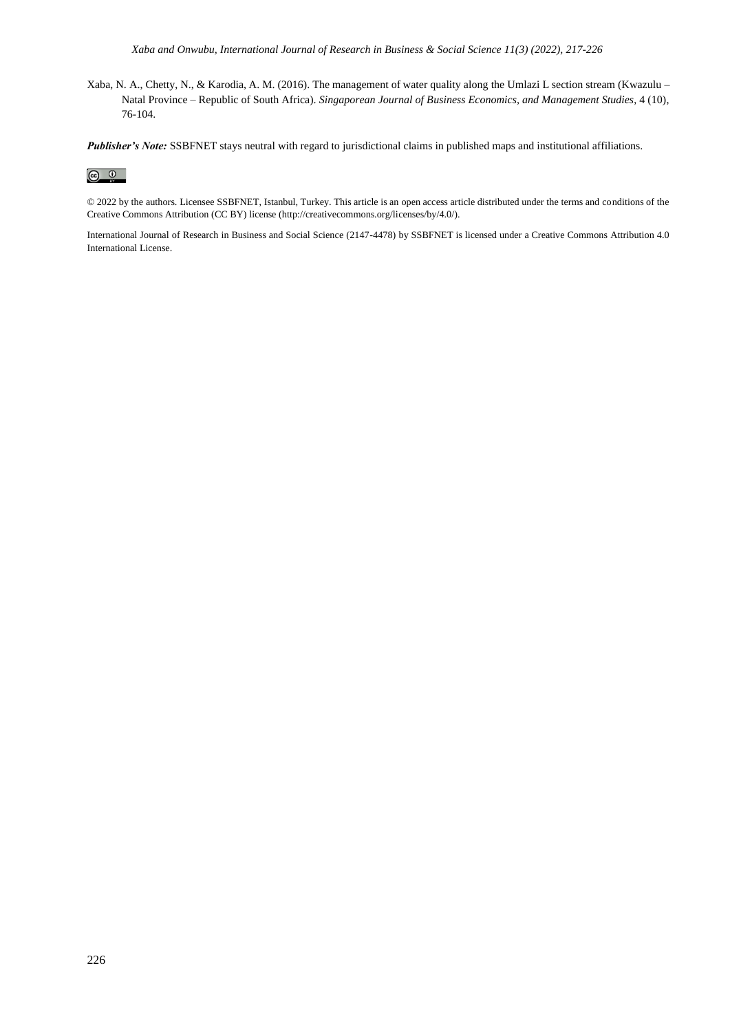Xaba, N. A., Chetty, N., & Karodia, A. M. (2016). The management of water quality along the Umlazi L section stream (Kwazulu – Natal Province – Republic of South Africa). *Singaporean Journal of Business Economics, and Management Studies*, 4 (10), 76-104.

***Publisher's Note:*** SSBFNET stays neutral with regard to jurisdictional claims in published maps and institutional affiliations.

© 2022 by the authors. Licensee SSBFNET, Istanbul, Turkey. This article is an open access article distributed under the terms and conditions of the Creative Commons Attribution (CC BY) license (http://creativecommons.org/licenses/by/4.0/).

International Journal of Research in Business and Social Science (2147-4478) by SSBFNET is licensed under a Creative Commons Attribution 4.0 International License.